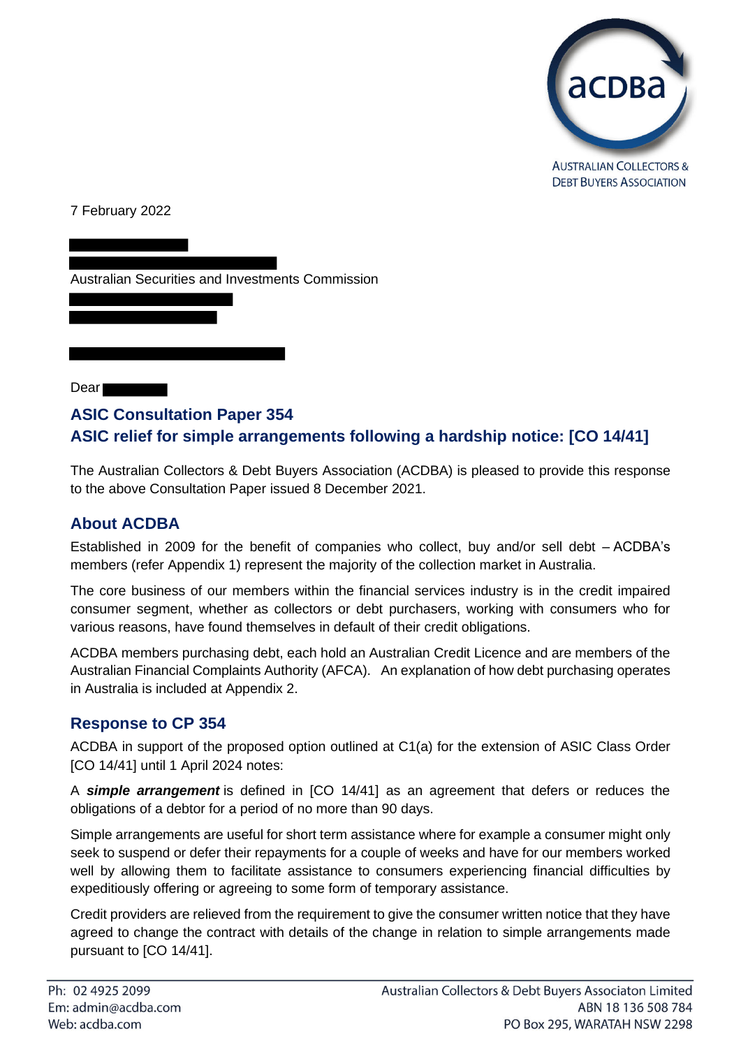AUSTRALIAN COLLECTORS & DEBT BUYERS ASSOCIATION

7 February 2022

Australian Securities and Investments Commission

Dear

## ASIC Consultation Paper 354
## ASIC relief for simple arrangements following a hardship notice: [CO 14/41]

The Australian Collectors & Debt Buyers Association (ACDBA) is pleased to provide this response to the above Consultation Paper issued 8 December 2021.

### About ACDBA

Established in 2009 for the benefit of companies who collect, buy and/or sell debt – ACDBA's members (refer Appendix 1) represent the majority of the collection market in Australia.

The core business of our members within the financial services industry is in the credit impaired consumer segment, whether as collectors or debt purchasers, working with consumers who for various reasons, have found themselves in default of their credit obligations.

ACDBA members purchasing debt, each hold an Australian Credit Licence and are members of the Australian Financial Complaints Authority (AFCA). An explanation of how debt purchasing operates in Australia is included at Appendix 2.

### Response to CP 354

ACDBA in support of the proposed option outlined at C1(a) for the extension of ASIC Class Order [CO 14/41] until 1 April 2024 notes:

A ***simple arrangement*** is defined in [CO 14/41] as an agreement that defers or reduces the obligations of a debtor for a period of no more than 90 days.

Simple arrangements are useful for short term assistance where for example a consumer might only seek to suspend or defer their repayments for a couple of weeks and have for our members worked well by allowing them to facilitate assistance to consumers experiencing financial difficulties by expeditiously offering or agreeing to some form of temporary assistance.

Credit providers are relieved from the requirement to give the consumer written notice that they have agreed to change the contract with details of the change in relation to simple arrangements made pursuant to [CO 14/41].

Ph: 02 4925 2099
Em: admin@acdba.com
Web: acdba.com

Australian Collectors & Debt Buyers Associaton Limited
ABN 18 136 508 784
PO Box 295, WARATAH NSW 2298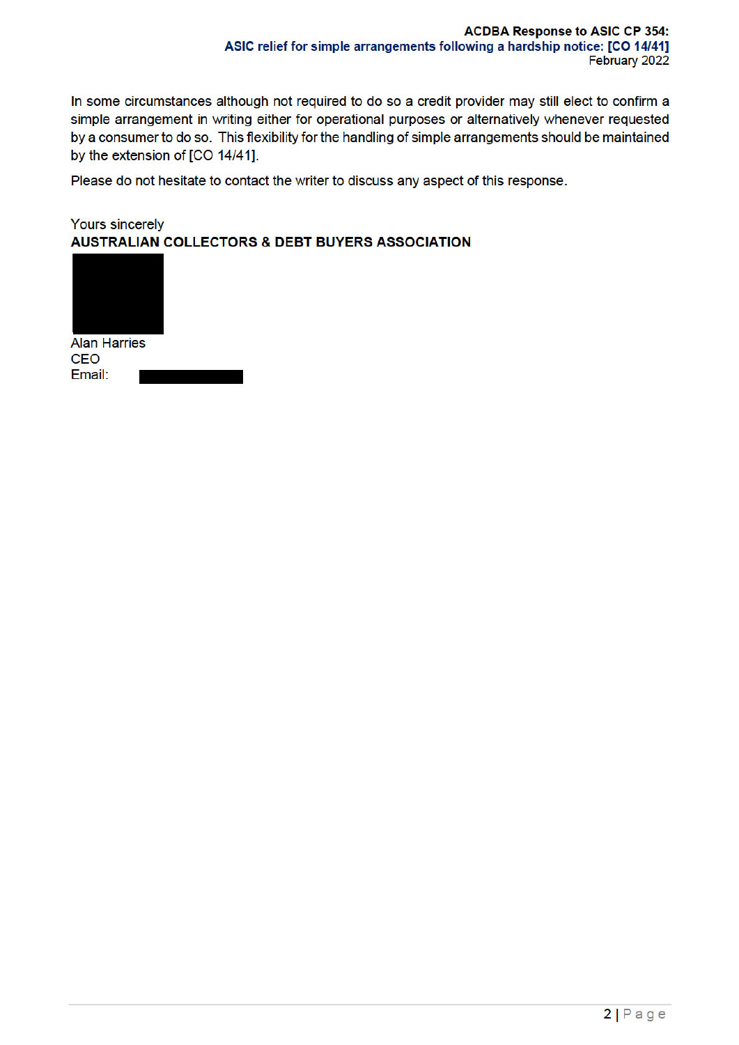In some circumstances although not required to do so a credit provider may still elect to confirm a simple arrangement in writing either for operational purposes or alternatively whenever requested by a consumer to do so. This flexibility for the handling of simple arrangements should be maintained by the extension of [CO 14/41].

Please do not hesitate to contact the writer to discuss any aspect of this response.

Yours sincerely
**AUSTRALIAN COLLECTORS & DEBT BUYERS ASSOCIATION**

Alan Harries
CEO
Email: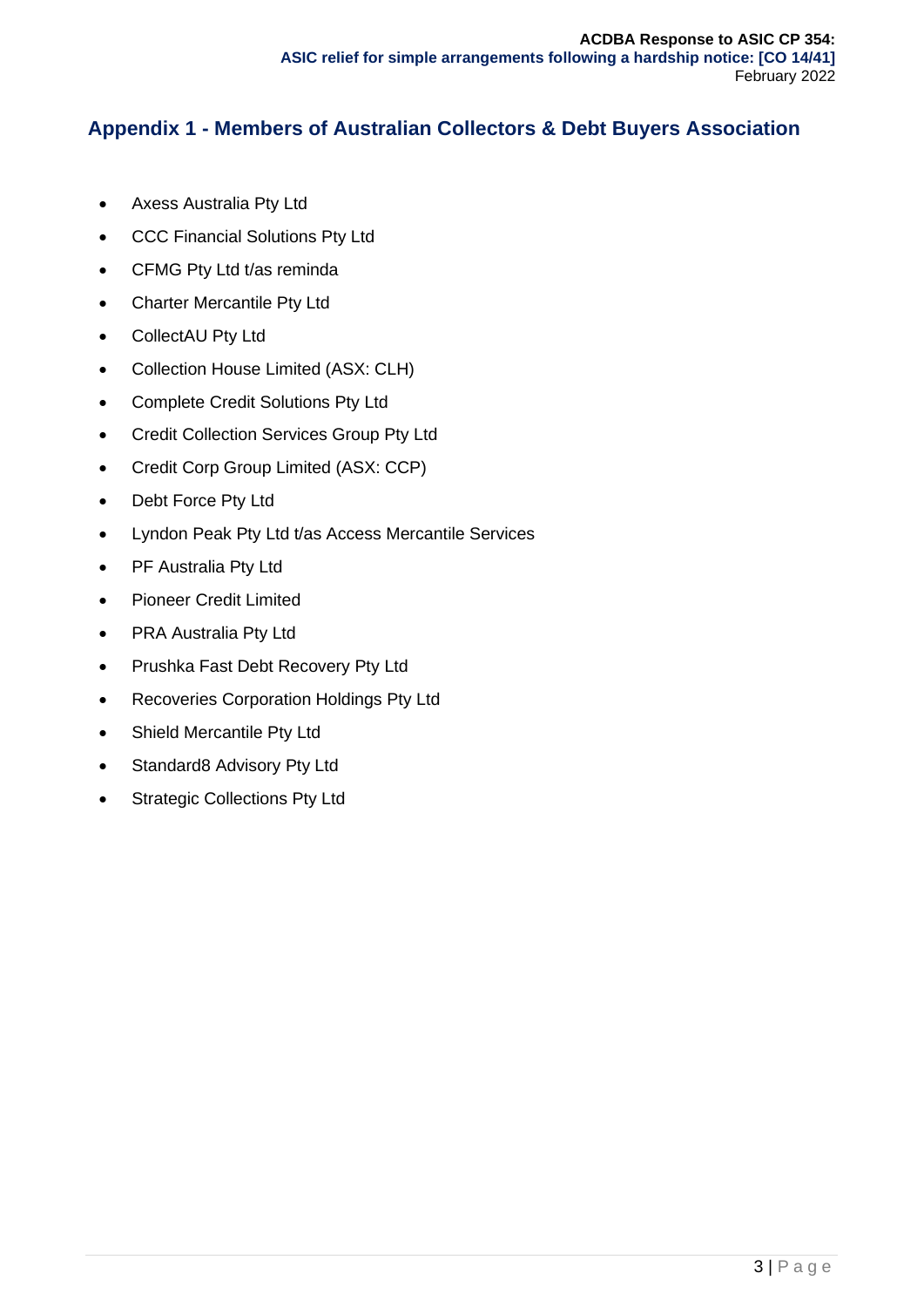## Appendix 1 - Members of Australian Collectors & Debt Buyers Association

- Axess Australia Pty Ltd
- CCC Financial Solutions Pty Ltd
- CFMG Pty Ltd t/as reminda
- Charter Mercantile Pty Ltd
- CollectAU Pty Ltd
- Collection House Limited (ASX: CLH)
- Complete Credit Solutions Pty Ltd
- Credit Collection Services Group Pty Ltd
- Credit Corp Group Limited (ASX: CCP)
- Debt Force Pty Ltd
- Lyndon Peak Pty Ltd t/as Access Mercantile Services
- PF Australia Pty Ltd
- Pioneer Credit Limited
- PRA Australia Pty Ltd
- Prushka Fast Debt Recovery Pty Ltd
- Recoveries Corporation Holdings Pty Ltd
- Shield Mercantile Pty Ltd
- Standard8 Advisory Pty Ltd
- Strategic Collections Pty Ltd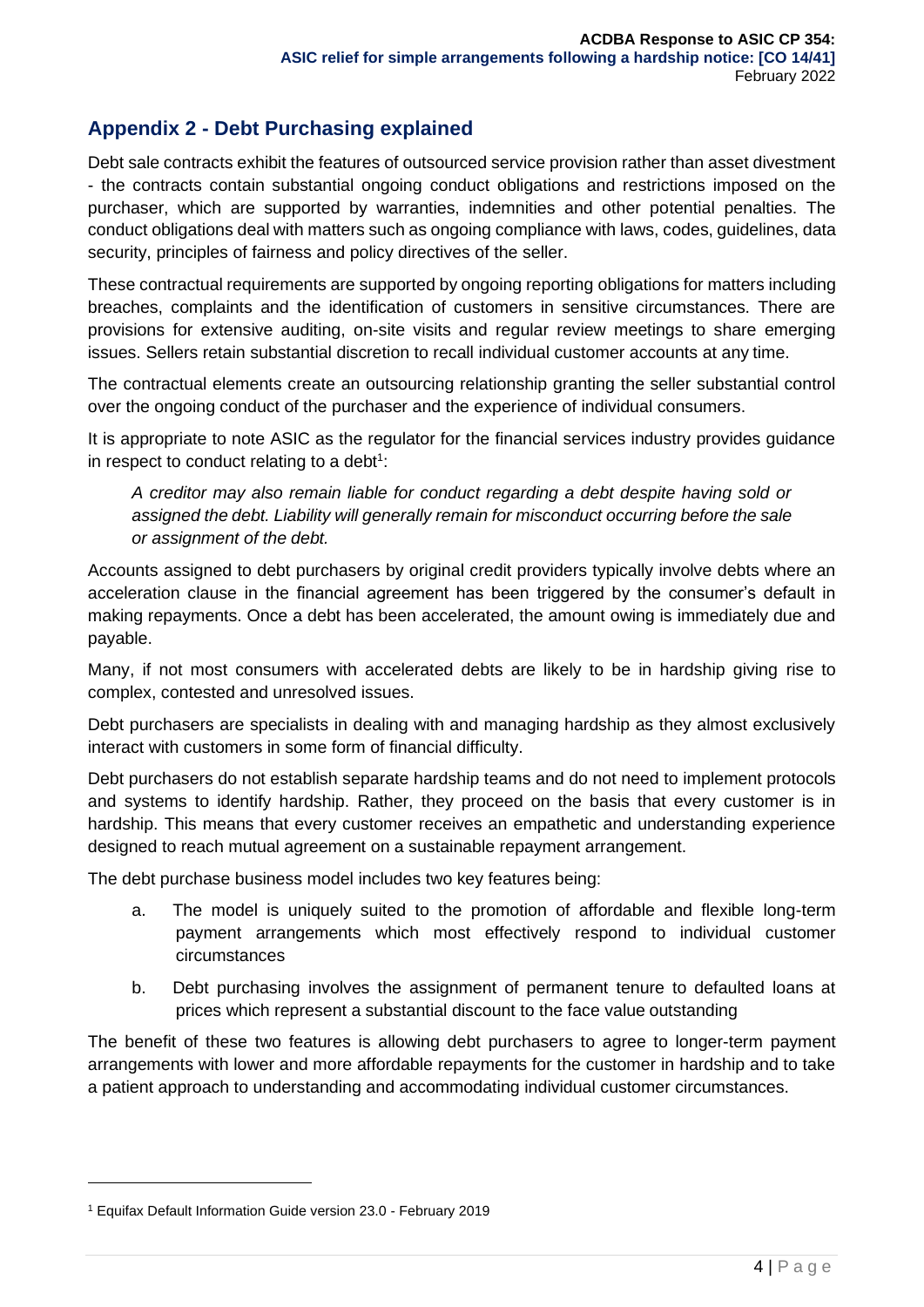## Appendix 2 - Debt Purchasing explained

Debt sale contracts exhibit the features of outsourced service provision rather than asset divestment - the contracts contain substantial ongoing conduct obligations and restrictions imposed on the purchaser, which are supported by warranties, indemnities and other potential penalties. The conduct obligations deal with matters such as ongoing compliance with laws, codes, guidelines, data security, principles of fairness and policy directives of the seller.

These contractual requirements are supported by ongoing reporting obligations for matters including breaches, complaints and the identification of customers in sensitive circumstances. There are provisions for extensive auditing, on-site visits and regular review meetings to share emerging issues. Sellers retain substantial discretion to recall individual customer accounts at any time.

The contractual elements create an outsourcing relationship granting the seller substantial control over the ongoing conduct of the purchaser and the experience of individual consumers.

It is appropriate to note ASIC as the regulator for the financial services industry provides guidance in respect to conduct relating to a debt[1]:

> *A creditor may also remain liable for conduct regarding a debt despite having sold or assigned the debt. Liability will generally remain for misconduct occurring before the sale or assignment of the debt.*

Accounts assigned to debt purchasers by original credit providers typically involve debts where an acceleration clause in the financial agreement has been triggered by the consumer's default in making repayments. Once a debt has been accelerated, the amount owing is immediately due and payable.

Many, if not most consumers with accelerated debts are likely to be in hardship giving rise to complex, contested and unresolved issues.

Debt purchasers are specialists in dealing with and managing hardship as they almost exclusively interact with customers in some form of financial difficulty.

Debt purchasers do not establish separate hardship teams and do not need to implement protocols and systems to identify hardship. Rather, they proceed on the basis that every customer is in hardship. This means that every customer receives an empathetic and understanding experience designed to reach mutual agreement on a sustainable repayment arrangement.

The debt purchase business model includes two key features being:

a. The model is uniquely suited to the promotion of affordable and flexible long-term payment arrangements which most effectively respond to individual customer circumstances

b. Debt purchasing involves the assignment of permanent tenure to defaulted loans at prices which represent a substantial discount to the face value outstanding

The benefit of these two features is allowing debt purchasers to agree to longer-term payment arrangements with lower and more affordable repayments for the customer in hardship and to take a patient approach to understanding and accommodating individual customer circumstances.

---

[1] Equifax Default Information Guide version 23.0 - February 2019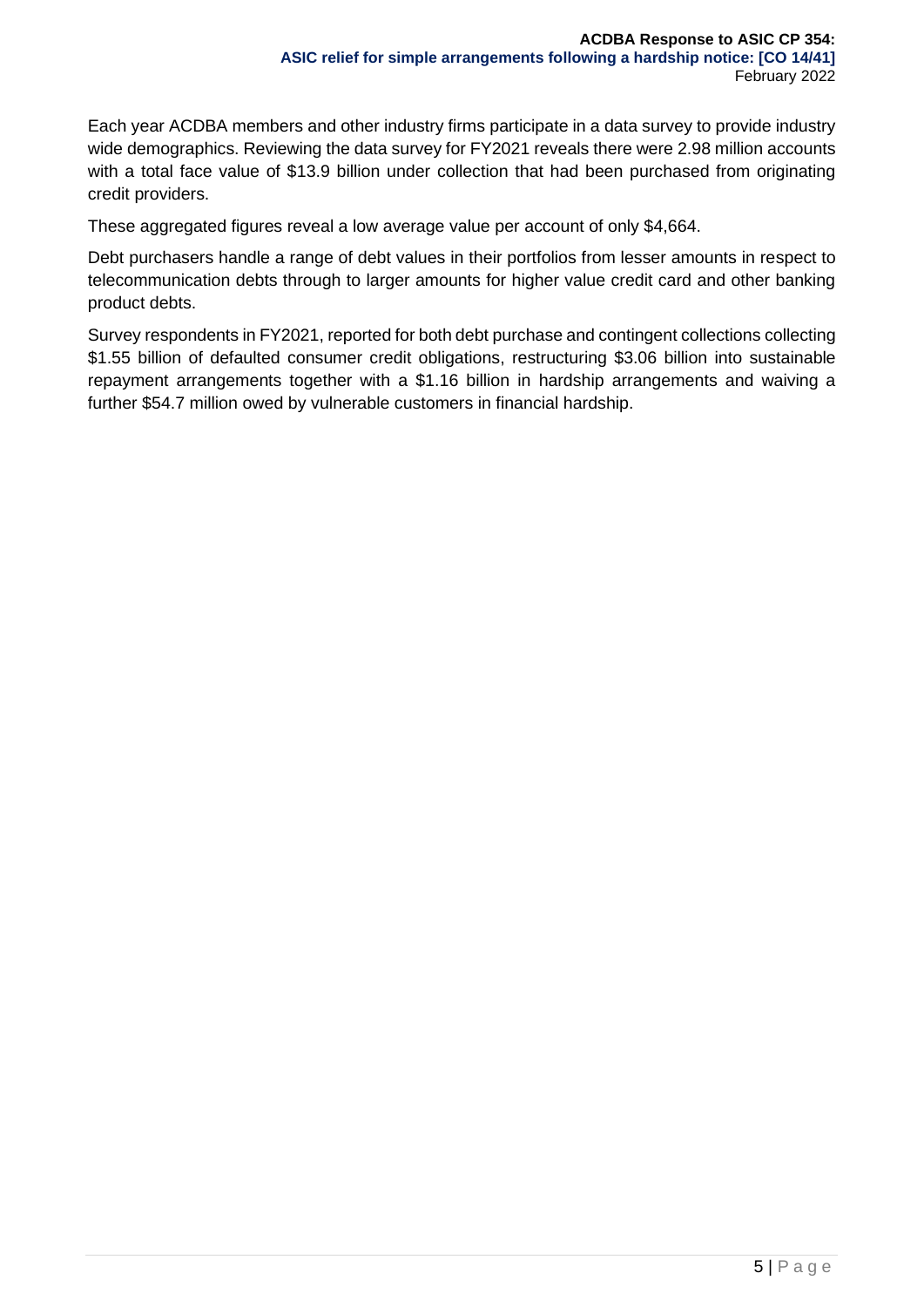Each year ACDBA members and other industry firms participate in a data survey to provide industry wide demographics. Reviewing the data survey for FY2021 reveals there were 2.98 million accounts with a total face value of $13.9 billion under collection that had been purchased from originating credit providers.

These aggregated figures reveal a low average value per account of only $4,664.

Debt purchasers handle a range of debt values in their portfolios from lesser amounts in respect to telecommunication debts through to larger amounts for higher value credit card and other banking product debts.

Survey respondents in FY2021, reported for both debt purchase and contingent collections collecting $1.55 billion of defaulted consumer credit obligations, restructuring $3.06 billion into sustainable repayment arrangements together with a $1.16 billion in hardship arrangements and waiving a further $54.7 million owed by vulnerable customers in financial hardship.